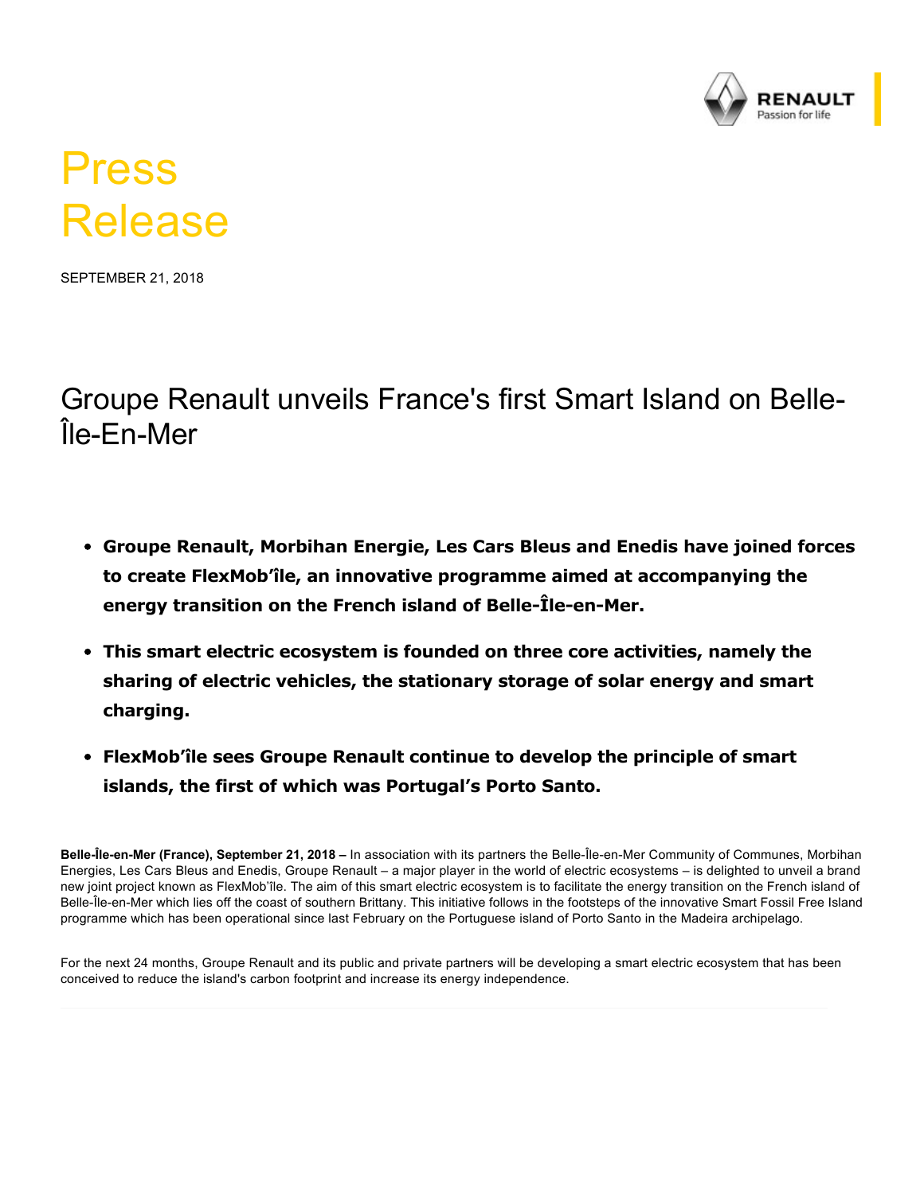# Press Release

SEPTEMBER 21, 2018

## Groupe Renault unveils France's first Smart Island on Belle-Île-En-Mer

- **Groupe Renault, Morbihan Energie, Les Cars Bleus and Enedis have joined forces to create FlexMob'île, an innovative programme aimed at accompanying the energy transition on the French island of Belle-Île-en-Mer.**
- **This smart electric ecosystem is founded on three core activities, namely the sharing of electric vehicles, the stationary storage of solar energy and smart charging.**
- **FlexMob'île sees Groupe Renault continue to develop the principle of smart islands, the first of which was Portugal's Porto Santo.**

**Belle-Île-en-Mer (France), September 21, 2018 –** In association with its partners the Belle-Île-en-Mer Community of Communes, Morbihan Energies, Les Cars Bleus and Enedis, Groupe Renault – a major player in the world of electric ecosystems – is delighted to unveil a brand new joint project known as FlexMob'île. The aim of this smart electric ecosystem is to facilitate the energy transition on the French island of Belle-Île-en-Mer which lies off the coast of southern Brittany. This initiative follows in the footsteps of the innovative Smart Fossil Free Island programme which has been operational since last February on the Portuguese island of Porto Santo in the Madeira archipelago.

For the next 24 months, Groupe Renault and its public and private partners will be developing a smart electric ecosystem that has been conceived to reduce the island's carbon footprint and increase its energy independence.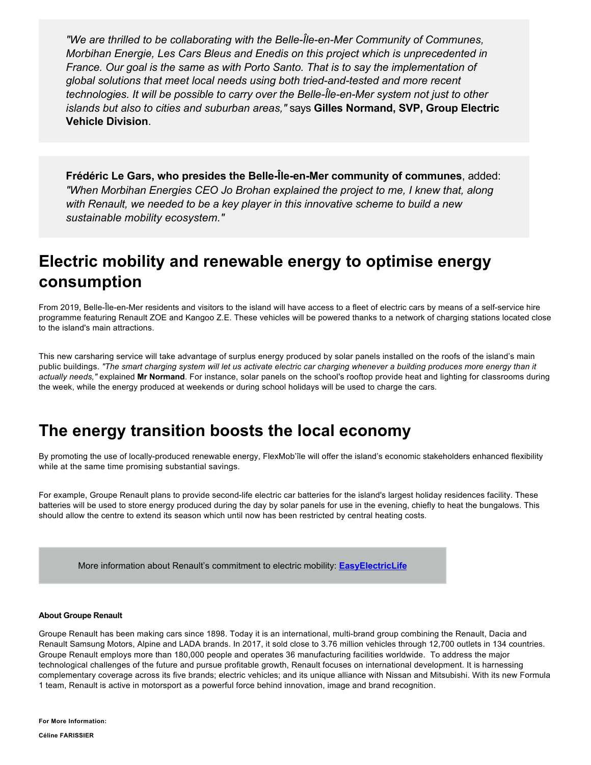*"We are thrilled to be collaborating with the Belle-Île-en-Mer Community of Communes, Morbihan Energie, Les Cars Bleus and Enedis on this project which is unprecedented in France. Our goal is the same as with Porto Santo. That is to say the implementation of global solutions that meet local needs using both tried-and-tested and more recent technologies. It will be possible to carry over the Belle-Île-en-Mer system not just to other islands but also to cities and suburban areas,"* says **Gilles Normand, SVP, Group Electric Vehicle Division**.

**Frédéric Le Gars, who presides the Belle-Île-en-Mer community of communes**, added: *"When Morbihan Energies CEO Jo Brohan explained the project to me, I knew that, along with Renault, we needed to be a key player in this innovative scheme to build a new sustainable mobility ecosystem."*

## Electric mobility and renewable energy to optimise energy consumption

From 2019, Belle-Île-en-Mer residents and visitors to the island will have access to a fleet of electric cars by means of a self-service hire programme featuring Renault ZOE and Kangoo Z.E. These vehicles will be powered thanks to a network of charging stations located close to the island's main attractions.

This new carsharing service will take advantage of surplus energy produced by solar panels installed on the roofs of the island's main public buildings. *"The smart charging system will let us activate electric car charging whenever a building produces more energy than it actually needs,"* explained **Mr Normand**. For instance, solar panels on the school's rooftop provide heat and lighting for classrooms during the week, while the energy produced at weekends or during school holidays will be used to charge the cars.

## The energy transition boosts the local economy

By promoting the use of locally-produced renewable energy, FlexMob'île will offer the island's economic stakeholders enhanced flexibility while at the same time promising substantial savings.

For example, Groupe Renault plans to provide second-life electric car batteries for the island's largest holiday residences facility. These batteries will be used to store energy produced during the day by solar panels for use in the evening, chiefly to heat the bungalows. This should allow the centre to extend its season which until now has been restricted by central heating costs.

More information about Renault's commitment to electric mobility: **EasyElectricLife**

**About Groupe Renault**

Groupe Renault has been making cars since 1898. Today it is an international, multi-brand group combining the Renault, Dacia and Renault Samsung Motors, Alpine and LADA brands. In 2017, it sold close to 3.76 million vehicles through 12,700 outlets in 134 countries. Groupe Renault employs more than 180,000 people and operates 36 manufacturing facilities worldwide. To address the major technological challenges of the future and pursue profitable growth, Renault focuses on international development. It is harnessing complementary coverage across its five brands; electric vehicles; and its unique alliance with Nissan and Mitsubishi. With its new Formula 1 team, Renault is active in motorsport as a powerful force behind innovation, image and brand recognition.

**For More Information:**

**Céline FARISSIER**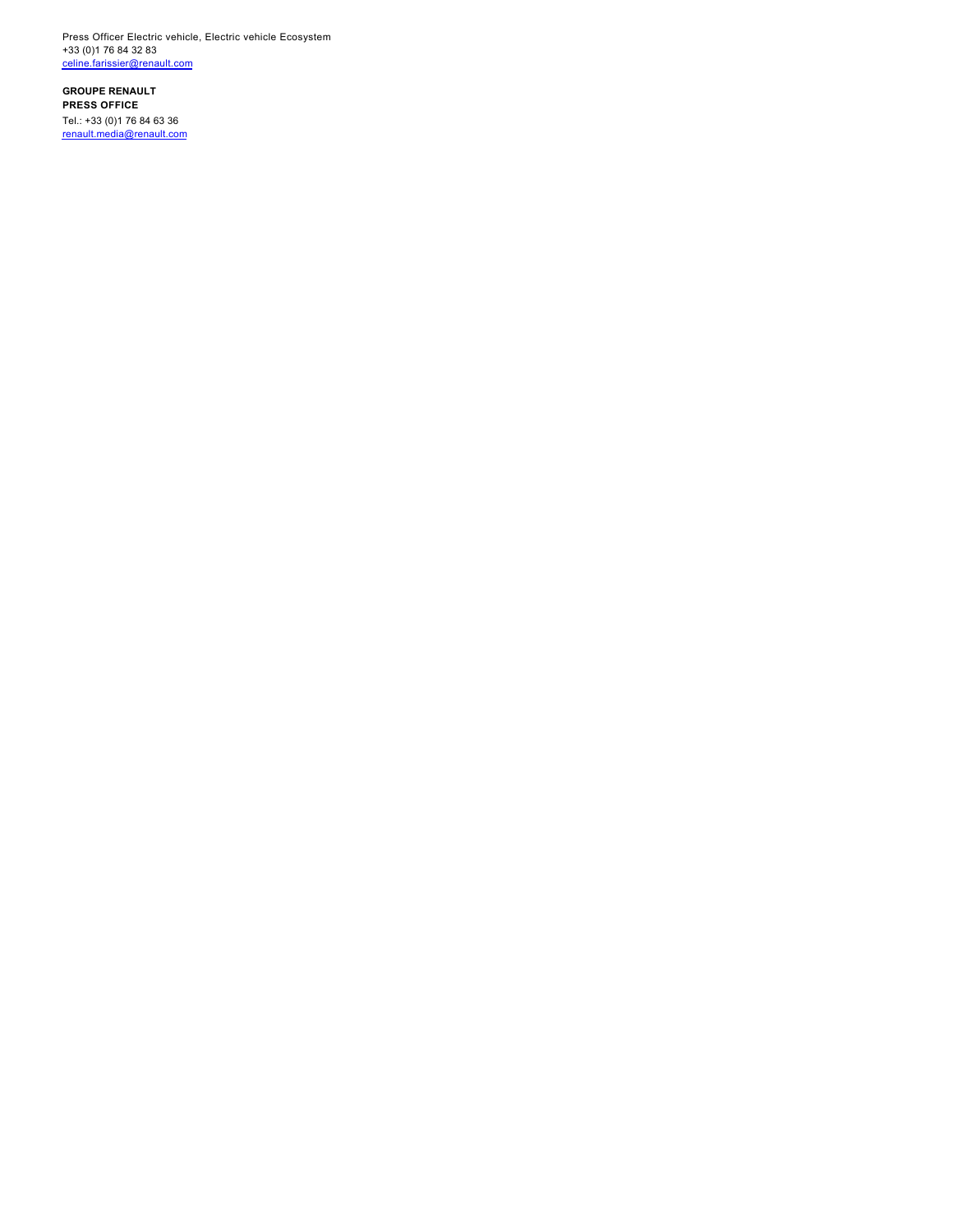Press Officer Electric vehicle, Electric vehicle Ecosystem
+33 (0)1 76 84 32 83
celine.farissier@renault.com

**GROUPE RENAULT**
**PRESS OFFICE**
Tel.: +33 (0)1 76 84 63 36
renault.media@renault.com